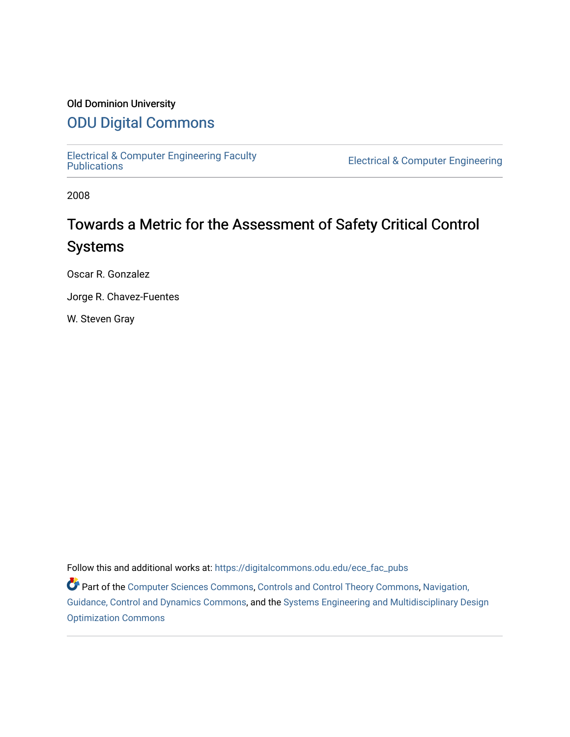Old Dominion University

# ODU Digital Commons

Electrical & Computer Engineering Faculty Publications

Electrical & Computer Engineering

2008

# Towards a Metric for the Assessment of Safety Critical Control Systems

Oscar R. Gonzalez

Jorge R. Chavez-Fuentes

W. Steven Gray

Follow this and additional works at: https://digitalcommons.odu.edu/ece_fac_pubs

Part of the Computer Sciences Commons, Controls and Control Theory Commons, Navigation, Guidance, Control and Dynamics Commons, and the Systems Engineering and Multidisciplinary Design Optimization Commons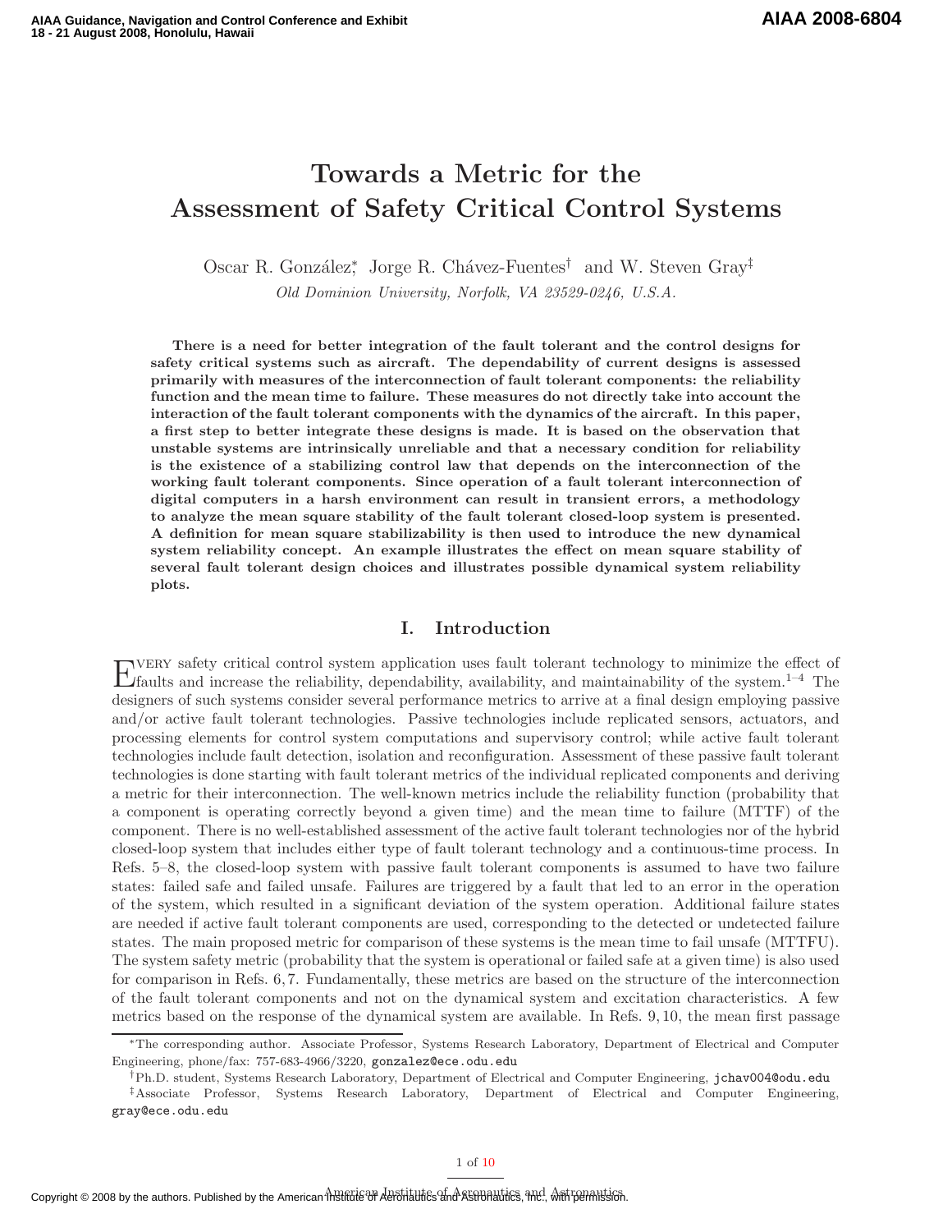AIAA Guidance, Navigation and Control Conference and Exhibit
18 - 21 August 2008, Honolulu, Hawaii

AIAA 2008-6804

# Towards a Metric for the Assessment of Safety Critical Control Systems

Oscar R. González,[*] Jorge R. Chávez-Fuentes[†] and W. Steven Gray[‡]

*Old Dominion University, Norfolk, VA 23529-0246, U.S.A.*

**There is a need for better integration of the fault tolerant and the control designs for safety critical systems such as aircraft. The dependability of current designs is assessed primarily with measures of the interconnection of fault tolerant components: the reliability function and the mean time to failure. These measures do not directly take into account the interaction of the fault tolerant components with the dynamics of the aircraft. In this paper, a first step to better integrate these designs is made. It is based on the observation that unstable systems are intrinsically unreliable and that a necessary condition for reliability is the existence of a stabilizing control law that depends on the interconnection of the working fault tolerant components. Since operation of a fault tolerant interconnection of digital computers in a harsh environment can result in transient errors, a methodology to analyze the mean square stability of the fault tolerant closed-loop system is presented. A definition for mean square stabilizability is then used to introduce the new dynamical system reliability concept. An example illustrates the effect on mean square stability of several fault tolerant design choices and illustrates possible dynamical system reliability plots.**

## I. Introduction

Every safety critical control system application uses fault tolerant technology to minimize the effect of faults and increase the reliability, dependability, availability, and maintainability of the system.[1–4] The designers of such systems consider several performance metrics to arrive at a final design employing passive and/or active fault tolerant technologies. Passive technologies include replicated sensors, actuators, and processing elements for control system computations and supervisory control; while active fault tolerant technologies include fault detection, isolation and reconfiguration. Assessment of these passive fault tolerant technologies is done starting with fault tolerant metrics of the individual replicated components and deriving a metric for their interconnection. The well-known metrics include the reliability function (probability that a component is operating correctly beyond a given time) and the mean time to failure (MTTF) of the component. There is no well-established assessment of the active fault tolerant technologies nor of the hybrid closed-loop system that includes either type of fault tolerant technology and a continuous-time process. In Refs. 5–8, the closed-loop system with passive fault tolerant components is assumed to have two failure states: failed safe and failed unsafe. Failures are triggered by a fault that led to an error in the operation of the system, which resulted in a significant deviation of the system operation. Additional failure states are needed if active fault tolerant components are used, corresponding to the detected or undetected failure states. The main proposed metric for comparison of these systems is the mean time to fail unsafe (MTTFU). The system safety metric (probability that the system is operational or failed safe at a given time) is also used for comparison in Refs. 6, 7. Fundamentally, these metrics are based on the structure of the interconnection of the fault tolerant components and not on the dynamical system and excitation characteristics. A few metrics based on the response of the dynamical system are available. In Refs. 9, 10, the mean first passage

---

[*] The corresponding author. Associate Professor, Systems Research Laboratory, Department of Electrical and Computer Engineering, phone/fax: 757-683-4966/3220, gonzalez@ece.odu.edu

[†] Ph.D. student, Systems Research Laboratory, Department of Electrical and Computer Engineering, jchav004@odu.edu

[‡] Associate Professor, Systems Research Laboratory, Department of Electrical and Computer Engineering, gray@ece.odu.edu

Copyright © 2008 by the authors. Published by the American Institute of Aeronautics and Astronautics, Inc., with permission.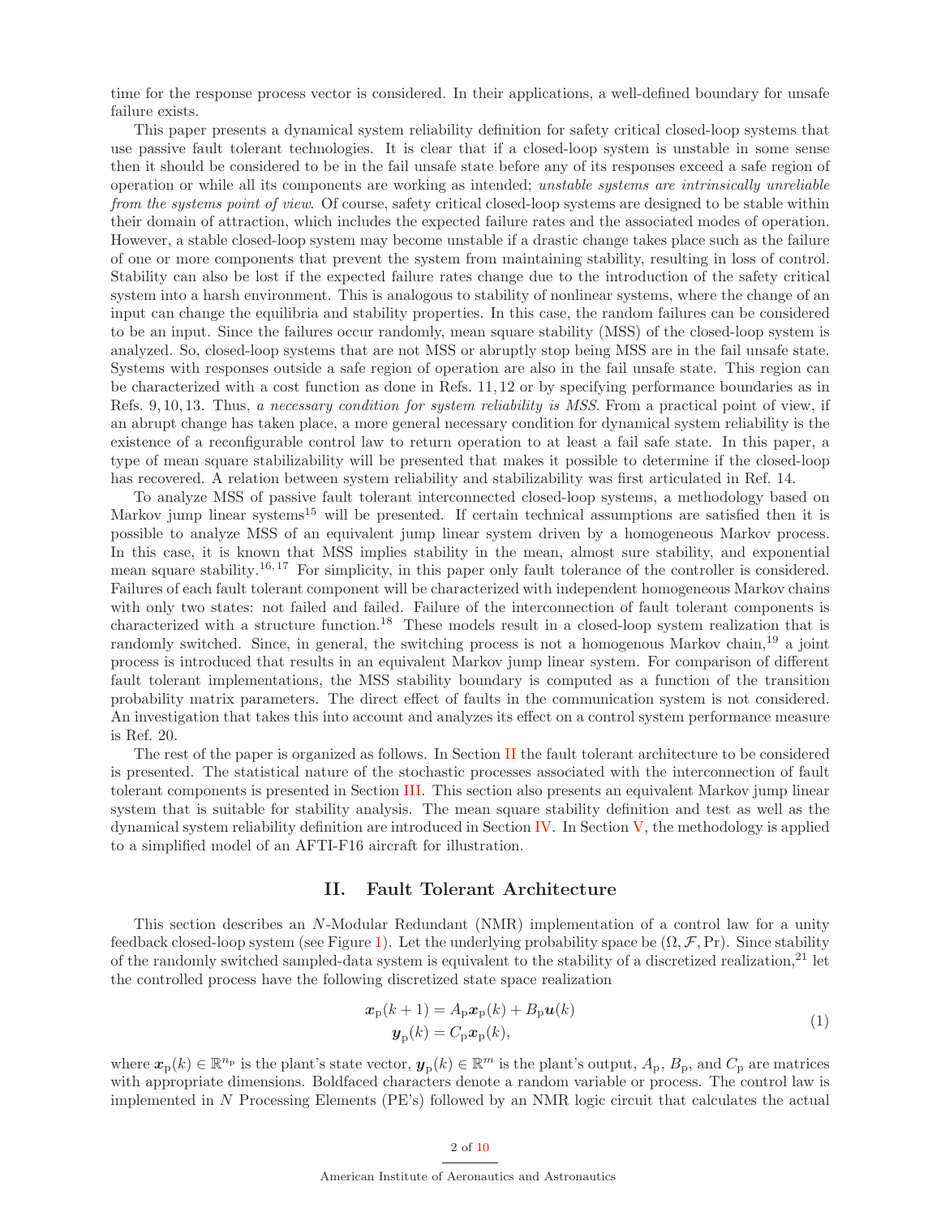time for the response process vector is considered. In their applications, a well-defined boundary for unsafe failure exists.

This paper presents a dynamical system reliability definition for safety critical closed-loop systems that use passive fault tolerant technologies. It is clear that if a closed-loop system is unstable in some sense then it should be considered to be in the fail unsafe state before any of its responses exceed a safe region of operation or while all its components are working as intended; *unstable systems are intrinsically unreliable from the systems point of view*. Of course, safety critical closed-loop systems are designed to be stable within their domain of attraction, which includes the expected failure rates and the associated modes of operation. However, a stable closed-loop system may become unstable if a drastic change takes place such as the failure of one or more components that prevent the system from maintaining stability, resulting in loss of control. Stability can also be lost if the expected failure rates change due to the introduction of the safety critical system into a harsh environment. This is analogous to stability of nonlinear systems, where the change of an input can change the equilibria and stability properties. In this case, the random failures can be considered to be an input. Since the failures occur randomly, mean square stability (MSS) of the closed-loop system is analyzed. So, closed-loop systems that are not MSS or abruptly stop being MSS are in the fail unsafe state. Systems with responses outside a safe region of operation are also in the fail unsafe state. This region can be characterized with a cost function as done in Refs. 11, 12 or by specifying performance boundaries as in Refs. 9, 10, 13. Thus, *a necessary condition for system reliability is MSS*. From a practical point of view, if an abrupt change has taken place, a more general necessary condition for dynamical system reliability is the existence of a reconfigurable control law to return operation to at least a fail safe state. In this paper, a type of mean square stabilizability will be presented that makes it possible to determine if the closed-loop has recovered. A relation between system reliability and stabilizability was first articulated in Ref. 14.

To analyze MSS of passive fault tolerant interconnected closed-loop systems, a methodology based on Markov jump linear systems[15] will be presented. If certain technical assumptions are satisfied then it is possible to analyze MSS of an equivalent jump linear system driven by a homogeneous Markov process. In this case, it is known that MSS implies stability in the mean, almost sure stability, and exponential mean square stability.[16,17] For simplicity, in this paper only fault tolerance of the controller is considered. Failures of each fault tolerant component will be characterized with independent homogeneous Markov chains with only two states: not failed and failed. Failure of the interconnection of fault tolerant components is characterized with a structure function.[18] These models result in a closed-loop system realization that is randomly switched. Since, in general, the switching process is not a homogenous Markov chain,[19] a joint process is introduced that results in an equivalent Markov jump linear system. For comparison of different fault tolerant implementations, the MSS stability boundary is computed as a function of the transition probability matrix parameters. The direct effect of faults in the communication system is not considered. An investigation that takes this into account and analyzes its effect on a control system performance measure is Ref. 20.

The rest of the paper is organized as follows. In Section II the fault tolerant architecture to be considered is presented. The statistical nature of the stochastic processes associated with the interconnection of fault tolerant components is presented in Section III. This section also presents an equivalent Markov jump linear system that is suitable for stability analysis. The mean square stability definition and test as well as the dynamical system reliability definition are introduced in Section IV. In Section V, the methodology is applied to a simplified model of an AFTI-F16 aircraft for illustration.

## II. Fault Tolerant Architecture

This section describes an $N$-Modular Redundant (NMR) implementation of a control law for a unity feedback closed-loop system (see Figure 1). Let the underlying probability space be $(\Omega, \mathcal{F}, \Pr)$. Since stability of the randomly switched sampled-data system is equivalent to the stability of a discretized realization,[21] let the controlled process have the following discretized state space realization

$$
\begin{aligned}
\boldsymbol{x}_{\mathrm{p}}(k+1) &= A_{\mathrm{p}}\boldsymbol{x}_{\mathrm{p}}(k) + B_{\mathrm{p}}\boldsymbol{u}(k) \\
\boldsymbol{y}_{\mathrm{p}}(k) &= C_{\mathrm{p}}\boldsymbol{x}_{\mathrm{p}}(k),
\end{aligned}
\tag{1}
$$

where $\boldsymbol{x}_{\mathrm{p}}(k) \in \mathbb{R}^{n_{\mathrm{p}}}$ is the plant's state vector, $\boldsymbol{y}_{\mathrm{p}}(k) \in \mathbb{R}^{m}$ is the plant's output, $A_{\mathrm{p}}$, $B_{\mathrm{p}}$, and $C_{\mathrm{p}}$ are matrices with appropriate dimensions. Boldfaced characters denote a random variable or process. The control law is implemented in $N$ Processing Elements (PE's) followed by an NMR logic circuit that calculates the actual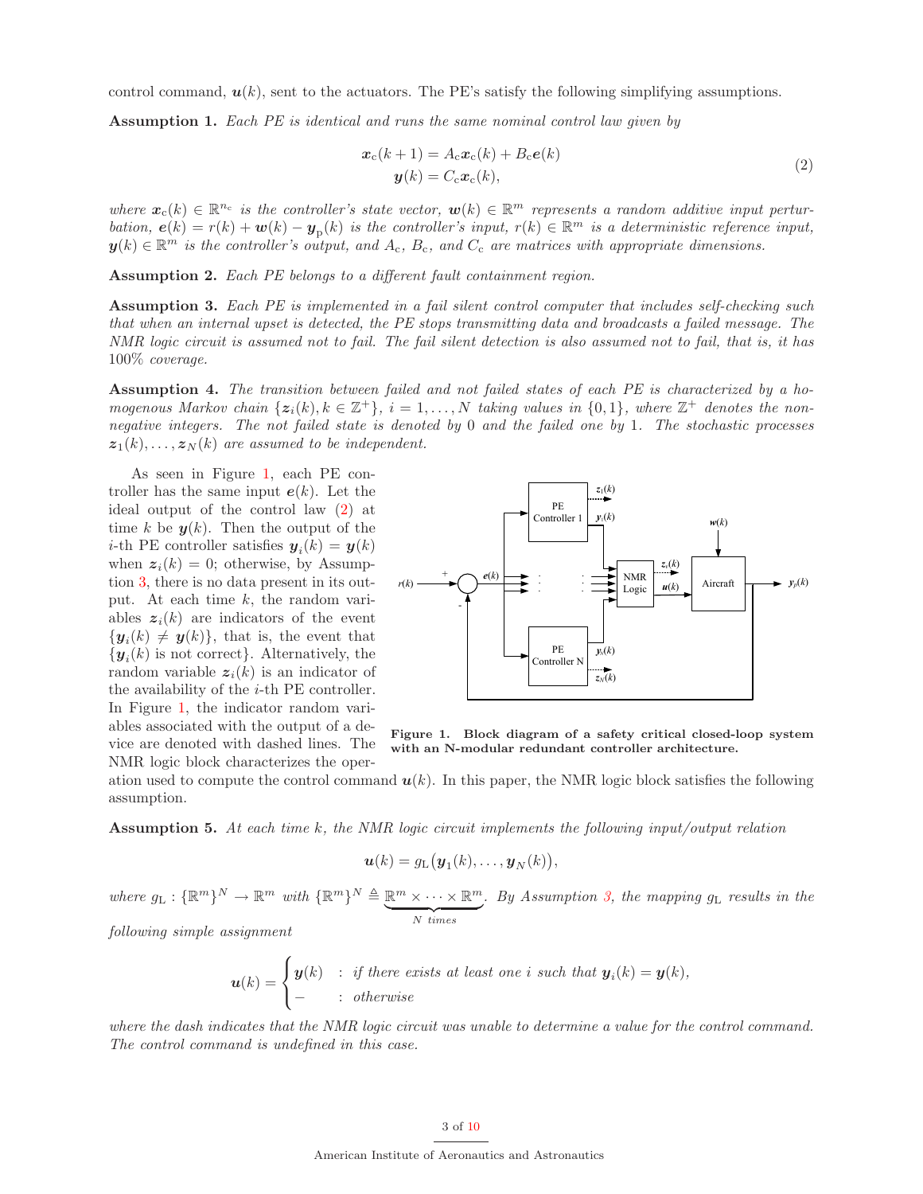control command, $\boldsymbol{u}(k)$, sent to the actuators. The PE's satisfy the following simplifying assumptions.

**Assumption 1.** *Each PE is identical and runs the same nominal control law given by*

$$\begin{aligned}\boldsymbol{x}_{\mathrm{c}}(k+1) &= A_{\mathrm{c}}\boldsymbol{x}_{\mathrm{c}}(k) + B_{\mathrm{c}}\boldsymbol{e}(k)\\ \boldsymbol{y}(k) &= C_{\mathrm{c}}\boldsymbol{x}_{\mathrm{c}}(k),\end{aligned} \tag{2}$$

*where $\boldsymbol{x}_{\mathrm{c}}(k) \in \mathbb{R}^{n_{\mathrm{c}}}$ is the controller's state vector, $\boldsymbol{w}(k) \in \mathbb{R}^m$ represents a random additive input perturbation, $\boldsymbol{e}(k) = r(k) + \boldsymbol{w}(k) - \boldsymbol{y}_{\mathrm{p}}(k)$ is the controller's input, $r(k) \in \mathbb{R}^m$ is a deterministic reference input, $\boldsymbol{y}(k) \in \mathbb{R}^m$ is the controller's output, and $A_{\mathrm{c}}$, $B_{\mathrm{c}}$, and $C_{\mathrm{c}}$ are matrices with appropriate dimensions.*

**Assumption 2.** *Each PE belongs to a different fault containment region.*

**Assumption 3.** *Each PE is implemented in a fail silent control computer that includes self-checking such that when an internal upset is detected, the PE stops transmitting data and broadcasts a failed message. The NMR logic circuit is assumed not to fail. The fail silent detection is also assumed not to fail, that is, it has 100% coverage.*

**Assumption 4.** *The transition between failed and not failed states of each PE is characterized by a homogenous Markov chain $\{\boldsymbol{z}_i(k), k \in \mathbb{Z}^+\}$, $i = 1, \dots, N$ taking values in $\{0, 1\}$, where $\mathbb{Z}^+$ denotes the non-negative integers. The not failed state is denoted by 0 and the failed one by 1. The stochastic processes $\boldsymbol{z}_1(k), \dots, \boldsymbol{z}_N(k)$ are assumed to be independent.*

As seen in Figure 1, each PE controller has the same input $\boldsymbol{e}(k)$. Let the ideal output of the control law (2) at time $k$ be $\boldsymbol{y}(k)$. Then the output of the $i$-th PE controller satisfies $\boldsymbol{y}_i(k) = \boldsymbol{y}(k)$ when $\boldsymbol{z}_i(k) = 0$; otherwise, by Assumption 3, there is no data present in its output. At each time $k$, the random variables $\boldsymbol{z}_i(k)$ are indicators of the event $\{\boldsymbol{y}_i(k) \neq \boldsymbol{y}(k)\}$, that is, the event that $\{\boldsymbol{y}_i(k)$ is not correct$\}$. Alternatively, the random variable $\boldsymbol{z}_i(k)$ is an indicator of the availability of the $i$-th PE controller. In Figure 1, the indicator random variables associated with the output of a device are denoted with dashed lines. The NMR logic block characterizes the operation used to compute the control command $\boldsymbol{u}(k)$. In this paper, the NMR logic block satisfies the following assumption.

**Figure 1. Block diagram of a safety critical closed-loop system with an N-modular redundant controller architecture.**

**Assumption 5.** *At each time $k$, the NMR logic circuit implements the following input/output relation*

$$\boldsymbol{u}(k) = g_{\mathrm{L}}\big(\boldsymbol{y}_1(k), \dots, \boldsymbol{y}_N(k)\big),$$

*where $g_{\mathrm{L}} : \{\mathbb{R}^m\}^N \to \mathbb{R}^m$ with $\{\mathbb{R}^m\}^N \triangleq \underbrace{\mathbb{R}^m \times \cdots \times \mathbb{R}^m}_{N \text{ times}}$. By Assumption 3, the mapping $g_{\mathrm{L}}$ results in the following simple assignment*

$$\boldsymbol{u}(k) = \begin{cases} \boldsymbol{y}(k) & : \text{ if there exists at least one } i \text{ such that } \boldsymbol{y}_i(k) = \boldsymbol{y}(k), \\ - & : \text{ otherwise} \end{cases}$$

*where the dash indicates that the NMR logic circuit was unable to determine a value for the control command. The control command is undefined in this case.*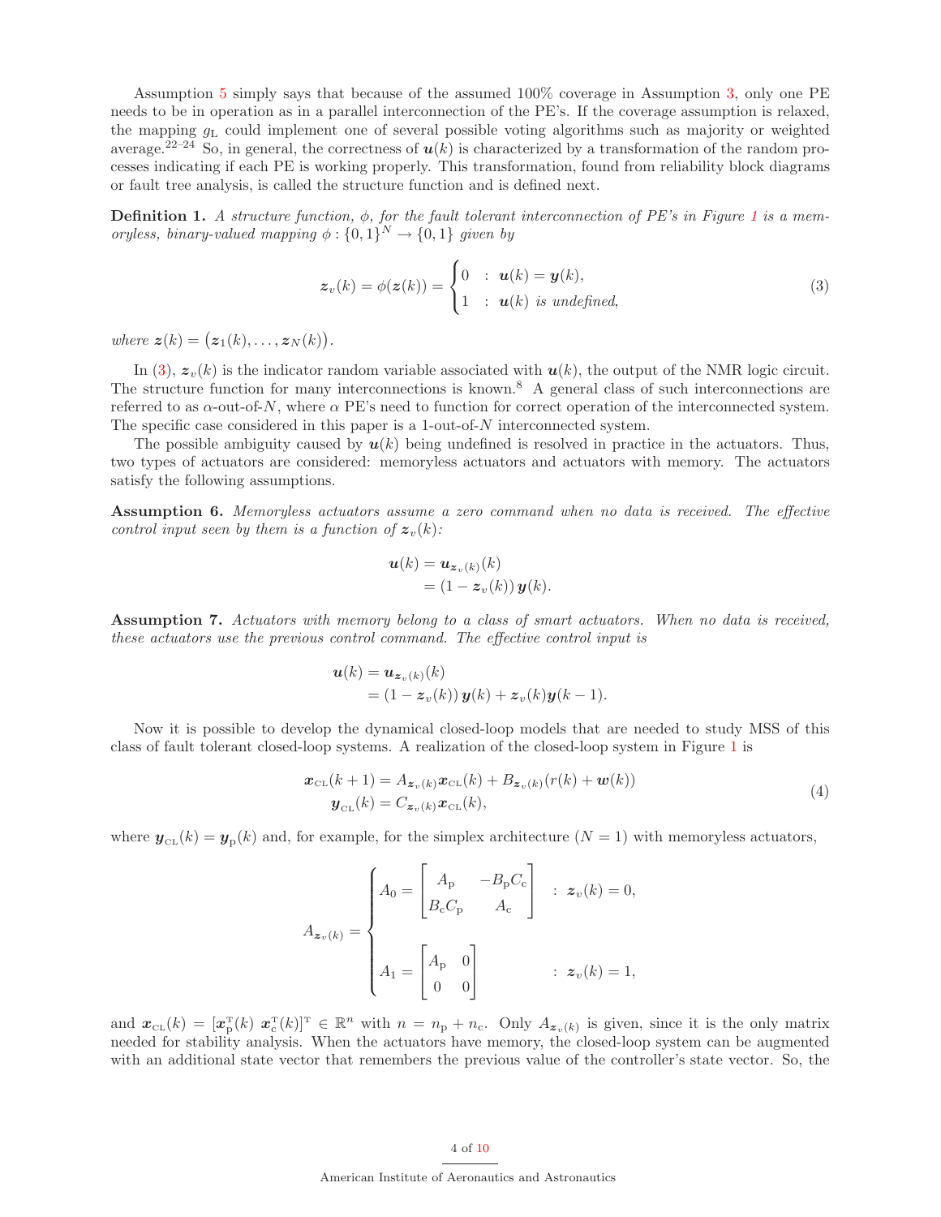Assumption 5 simply says that because of the assumed 100% coverage in Assumption 3, only one PE needs to be in operation as in a parallel interconnection of the PE's. If the coverage assumption is relaxed, the mapping $g_{\mathrm{L}}$ could implement one of several possible voting algorithms such as majority or weighted average.[22–24] So, in general, the correctness of $\boldsymbol{u}(k)$ is characterized by a transformation of the random processes indicating if each PE is working properly. This transformation, found from reliability block diagrams or fault tree analysis, is called the structure function and is defined next.

**Definition 1.** *A structure function, $\phi$, for the fault tolerant interconnection of PE's in Figure 1 is a memoryless, binary-valued mapping $\phi : \{0,1\}^N \to \{0,1\}$ given by*

$$\boldsymbol{z}_v(k) = \phi(\boldsymbol{z}(k)) = \begin{cases} 0 & : \ \boldsymbol{u}(k) = \boldsymbol{y}(k), \\ 1 & : \ \boldsymbol{u}(k) \text{ is undefined}, \end{cases} \tag{3}$$

*where $\boldsymbol{z}(k) = \big(\boldsymbol{z}_1(k), \ldots, \boldsymbol{z}_N(k)\big)$.*

In (3), $\boldsymbol{z}_v(k)$ is the indicator random variable associated with $\boldsymbol{u}(k)$, the output of the NMR logic circuit. The structure function for many interconnections is known.[8] A general class of such interconnections are referred to as $\alpha$-out-of-$N$, where $\alpha$ PE's need to function for correct operation of the interconnected system. The specific case considered in this paper is a 1-out-of-$N$ interconnected system.

The possible ambiguity caused by $\boldsymbol{u}(k)$ being undefined is resolved in practice in the actuators. Thus, two types of actuators are considered: memoryless actuators and actuators with memory. The actuators satisfy the following assumptions.

**Assumption 6.** *Memoryless actuators assume a zero command when no data is received. The effective control input seen by them is a function of $\boldsymbol{z}_v(k)$:*

$$\begin{aligned} \boldsymbol{u}(k) &= \boldsymbol{u}_{\boldsymbol{z}_v(k)}(k) \\ &= (1 - \boldsymbol{z}_v(k))\, \boldsymbol{y}(k). \end{aligned}$$

**Assumption 7.** *Actuators with memory belong to a class of smart actuators. When no data is received, these actuators use the previous control command. The effective control input is*

$$\begin{aligned} \boldsymbol{u}(k) &= \boldsymbol{u}_{\boldsymbol{z}_v(k)}(k) \\ &= (1 - \boldsymbol{z}_v(k))\, \boldsymbol{y}(k) + \boldsymbol{z}_v(k) \boldsymbol{y}(k-1). \end{aligned}$$

Now it is possible to develop the dynamical closed-loop models that are needed to study MSS of this class of fault tolerant closed-loop systems. A realization of the closed-loop system in Figure 1 is

$$\begin{aligned} \boldsymbol{x}_{\mathrm{CL}}(k+1) &= A_{\boldsymbol{z}_v(k)} \boldsymbol{x}_{\mathrm{CL}}(k) + B_{\boldsymbol{z}_v(k)} (r(k) + \boldsymbol{w}(k)) \\ \boldsymbol{y}_{\mathrm{CL}}(k) &= C_{\boldsymbol{z}_v(k)} \boldsymbol{x}_{\mathrm{CL}}(k), \end{aligned} \tag{4}$$

where $\boldsymbol{y}_{\mathrm{CL}}(k) = \boldsymbol{y}_{\mathrm{p}}(k)$ and, for example, for the simplex architecture ($N = 1$) with memoryless actuators,

$$A_{\boldsymbol{z}_v(k)} = \begin{cases} A_0 = \begin{bmatrix} A_{\mathrm{p}} & -B_{\mathrm{p}} C_{\mathrm{c}} \\ B_{\mathrm{c}} C_{\mathrm{p}} & A_{\mathrm{c}} \end{bmatrix} & : \ \boldsymbol{z}_v(k) = 0, \\[2ex] A_1 = \begin{bmatrix} A_{\mathrm{p}} & 0 \\ 0 & 0 \end{bmatrix} & : \ \boldsymbol{z}_v(k) = 1, \end{cases}$$

and $\boldsymbol{x}_{\mathrm{CL}}(k) = [\boldsymbol{x}_{\mathrm{p}}^{\mathrm{T}}(k) \ \boldsymbol{x}_{\mathrm{c}}^{\mathrm{T}}(k)]^{\mathrm{T}} \in \mathbb{R}^n$ with $n = n_{\mathrm{p}} + n_{\mathrm{c}}$. Only $A_{\boldsymbol{z}_v(k)}$ is given, since it is the only matrix needed for stability analysis. When the actuators have memory, the closed-loop system can be augmented with an additional state vector that remembers the previous value of the controller's state vector. So, the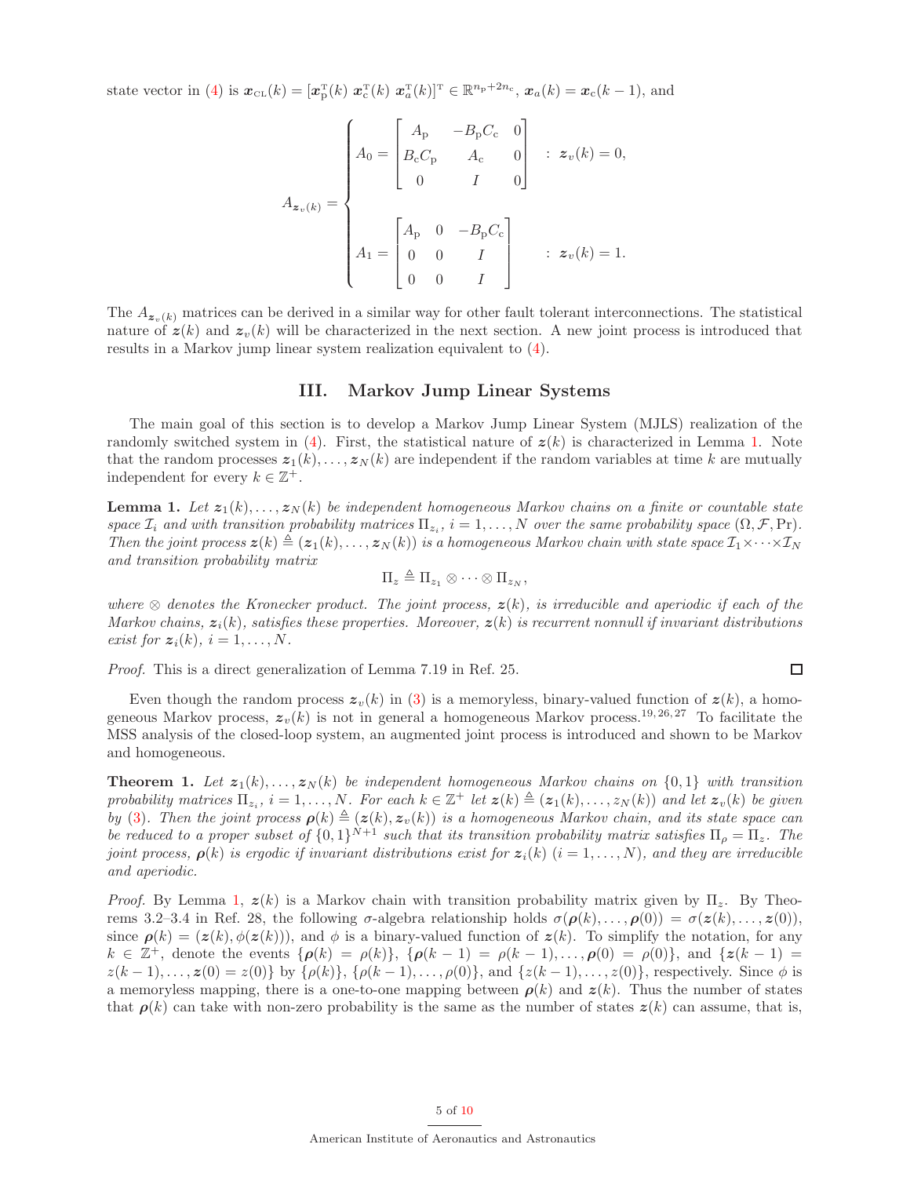state vector in (4) is $\boldsymbol{x}_{\text{CL}}(k) = [\boldsymbol{x}_{\text{p}}^{\text{T}}(k)\ \boldsymbol{x}_{\text{c}}^{\text{T}}(k)\ \boldsymbol{x}_{a}^{\text{T}}(k)]^{\text{T}} \in \mathbb{R}^{n_{\text{p}}+2n_{\text{c}}}$, $\boldsymbol{x}_a(k) = \boldsymbol{x}_{\text{c}}(k-1)$, and

$$
A_{\boldsymbol{z}_v(k)} = \begin{cases} A_0 = \begin{bmatrix} A_{\text{p}} & -B_{\text{p}}C_{\text{c}} & 0 \\ B_{\text{c}}C_{\text{p}} & A_{\text{c}} & 0 \\ 0 & I & 0 \end{bmatrix} & : \ \boldsymbol{z}_v(k) = 0, \\ \\ A_1 = \begin{bmatrix} A_{\text{p}} & 0 & -B_{\text{p}}C_{\text{c}} \\ 0 & 0 & I \\ 0 & 0 & I \end{bmatrix} & : \ \boldsymbol{z}_v(k) = 1. \end{cases}
$$

The $A_{\boldsymbol{z}_v(k)}$ matrices can be derived in a similar way for other fault tolerant interconnections. The statistical nature of $\boldsymbol{z}(k)$ and $\boldsymbol{z}_v(k)$ will be characterized in the next section. A new joint process is introduced that results in a Markov jump linear system realization equivalent to (4).

## III. Markov Jump Linear Systems

The main goal of this section is to develop a Markov Jump Linear System (MJLS) realization of the randomly switched system in (4). First, the statistical nature of $\boldsymbol{z}(k)$ is characterized in Lemma 1. Note that the random processes $\boldsymbol{z}_1(k), \ldots, \boldsymbol{z}_N(k)$ are independent if the random variables at time $k$ are mutually independent for every $k \in \mathbb{Z}^+$.

**Lemma 1.** *Let $\boldsymbol{z}_1(k), \ldots, \boldsymbol{z}_N(k)$ be independent homogeneous Markov chains on a finite or countable state space $\mathcal{I}_i$ and with transition probability matrices $\Pi_{z_i}$, $i = 1, \ldots, N$ over the same probability space $(\Omega, \mathcal{F}, \Pr)$. Then the joint process $\boldsymbol{z}(k) \triangleq (\boldsymbol{z}_1(k), \ldots, \boldsymbol{z}_N(k))$ is a homogeneous Markov chain with state space $\mathcal{I}_1 \times \cdots \times \mathcal{I}_N$ and transition probability matrix*

$$\Pi_z \triangleq \Pi_{z_1} \otimes \cdots \otimes \Pi_{z_N},$$

*where $\otimes$ denotes the Kronecker product. The joint process, $\boldsymbol{z}(k)$, is irreducible and aperiodic if each of the Markov chains, $\boldsymbol{z}_i(k)$, satisfies these properties. Moreover, $\boldsymbol{z}(k)$ is recurrent nonnull if invariant distributions exist for $\boldsymbol{z}_i(k)$, $i = 1, \ldots, N$.*

*Proof.* This is a direct generalization of Lemma 7.19 in Ref. 25. □

Even though the random process $\boldsymbol{z}_v(k)$ in (3) is a memoryless, binary-valued function of $\boldsymbol{z}(k)$, a homogeneous Markov process, $\boldsymbol{z}_v(k)$ is not in general a homogeneous Markov process.[19,26,27] To facilitate the MSS analysis of the closed-loop system, an augmented joint process is introduced and shown to be Markov and homogeneous.

**Theorem 1.** *Let $\boldsymbol{z}_1(k), \ldots, \boldsymbol{z}_N(k)$ be independent homogeneous Markov chains on $\{0, 1\}$ with transition probability matrices $\Pi_{z_i}$, $i = 1, \ldots, N$. For each $k \in \mathbb{Z}^+$ let $\boldsymbol{z}(k) \triangleq (\boldsymbol{z}_1(k), \ldots, z_N(k))$ and let $\boldsymbol{z}_v(k)$ be given by (3). Then the joint process $\boldsymbol{\rho}(k) \triangleq (\boldsymbol{z}(k), \boldsymbol{z}_v(k))$ is a homogeneous Markov chain, and its state space can be reduced to a proper subset of $\{0, 1\}^{N+1}$ such that its transition probability matrix satisfies $\Pi_\rho = \Pi_z$. The joint process, $\boldsymbol{\rho}(k)$ is ergodic if invariant distributions exist for $\boldsymbol{z}_i(k)$ $(i = 1, \ldots, N)$, and they are irreducible and aperiodic.*

*Proof.* By Lemma 1, $\boldsymbol{z}(k)$ is a Markov chain with transition probability matrix given by $\Pi_z$. By Theorems 3.2–3.4 in Ref. 28, the following $\sigma$-algebra relationship holds $\sigma(\boldsymbol{\rho}(k), \ldots, \boldsymbol{\rho}(0)) = \sigma(\boldsymbol{z}(k), \ldots, \boldsymbol{z}(0))$, since $\boldsymbol{\rho}(k) = (\boldsymbol{z}(k), \phi(\boldsymbol{z}(k)))$, and $\phi$ is a binary-valued function of $\boldsymbol{z}(k)$. To simplify the notation, for any $k \in \mathbb{Z}^+$, denote the events $\{\boldsymbol{\rho}(k) = \rho(k)\}$, $\{\boldsymbol{\rho}(k-1) = \rho(k-1), \ldots, \boldsymbol{\rho}(0) = \rho(0)\}$, and $\{\boldsymbol{z}(k-1) = z(k-1), \ldots, \boldsymbol{z}(0) = z(0)\}$ by $\{\rho(k)\}$, $\{\rho(k-1), \ldots, \rho(0)\}$, and $\{z(k-1), \ldots, z(0)\}$, respectively. Since $\phi$ is a memoryless mapping, there is a one-to-one mapping between $\boldsymbol{\rho}(k)$ and $\boldsymbol{z}(k)$. Thus the number of states that $\boldsymbol{\rho}(k)$ can take with non-zero probability is the same as the number of states $\boldsymbol{z}(k)$ can assume, that is,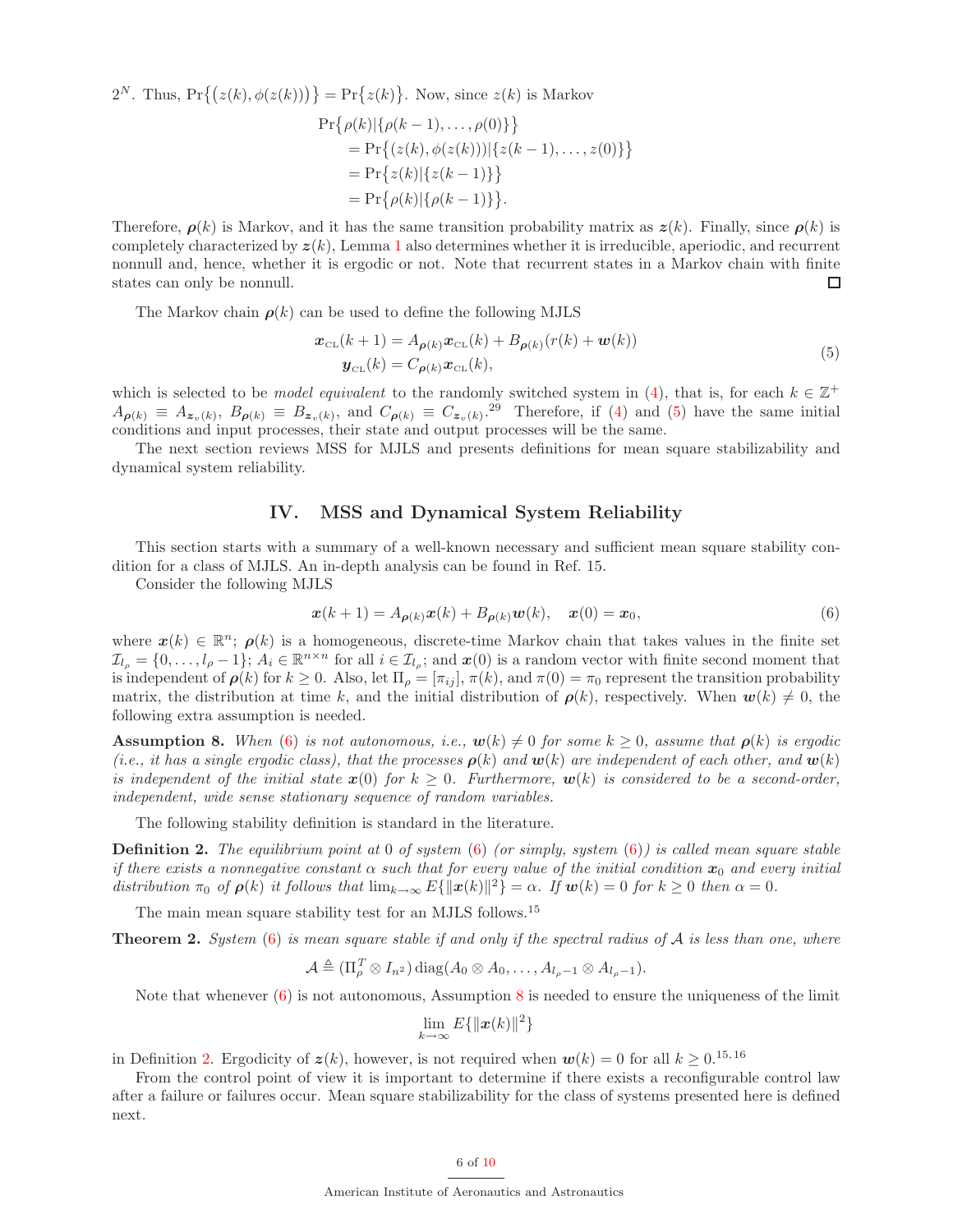$2^N$. Thus, $\Pr\{(z(k), \phi(z(k)))\} = \Pr\{z(k)\}$. Now, since $z(k)$ is Markov

$$
\begin{aligned}
&\Pr\{\rho(k)|\{\rho(k-1), \ldots, \rho(0)\}\} \\
&\quad = \Pr\{(z(k), \phi(z(k)))|\{z(k-1), \ldots, z(0)\}\} \\
&\quad = \Pr\{z(k)|\{z(k-1)\}\} \\
&\quad = \Pr\{\rho(k)|\{\rho(k-1)\}\}.
\end{aligned}
$$

Therefore, $\boldsymbol{\rho}(k)$ is Markov, and it has the same transition probability matrix as $\boldsymbol{z}(k)$. Finally, since $\boldsymbol{\rho}(k)$ is completely characterized by $\boldsymbol{z}(k)$, Lemma 1 also determines whether it is irreducible, aperiodic, and recurrent nonnull and, hence, whether it is ergodic or not. Note that recurrent states in a Markov chain with finite states can only be nonnull. □

The Markov chain $\boldsymbol{\rho}(k)$ can be used to define the following MJLS

$$
\begin{aligned}
\boldsymbol{x}_{\text{CL}}(k+1) &= A_{\boldsymbol{\rho}(k)}\boldsymbol{x}_{\text{CL}}(k) + B_{\boldsymbol{\rho}(k)}(r(k) + \boldsymbol{w}(k)) \\
\boldsymbol{y}_{\text{CL}}(k) &= C_{\boldsymbol{\rho}(k)}\boldsymbol{x}_{\text{CL}}(k),
\end{aligned}
\tag{5}
$$

which is selected to be *model equivalent* to the randomly switched system in (4), that is, for each $k \in \mathbb{Z}^+$ $A_{\boldsymbol{\rho}(k)} \equiv A_{\boldsymbol{z}_v(k)}$, $B_{\boldsymbol{\rho}(k)} \equiv B_{\boldsymbol{z}_v(k)}$, and $C_{\boldsymbol{\rho}(k)} \equiv C_{\boldsymbol{z}_v(k)}$.[29] Therefore, if (4) and (5) have the same initial conditions and input processes, their state and output processes will be the same.

The next section reviews MSS for MJLS and presents definitions for mean square stabilizability and dynamical system reliability.

## IV. MSS and Dynamical System Reliability

This section starts with a summary of a well-known necessary and sufficient mean square stability condition for a class of MJLS. An in-depth analysis can be found in Ref. 15.

Consider the following MJLS

$$
\boldsymbol{x}(k+1) = A_{\boldsymbol{\rho}(k)}\boldsymbol{x}(k) + B_{\boldsymbol{\rho}(k)}\boldsymbol{w}(k), \quad \boldsymbol{x}(0) = \boldsymbol{x}_0,
\tag{6}
$$

where $\boldsymbol{x}(k) \in \mathbb{R}^n$; $\boldsymbol{\rho}(k)$ is a homogeneous, discrete-time Markov chain that takes values in the finite set $\mathcal{I}_{l_\rho} = \{0, \ldots, l_\rho - 1\}$; $A_i \in \mathbb{R}^{n \times n}$ for all $i \in \mathcal{I}_{l_\rho}$; and $\boldsymbol{x}(0)$ is a random vector with finite second moment that is independent of $\boldsymbol{\rho}(k)$ for $k \geq 0$. Also, let $\Pi_\rho = [\pi_{ij}]$, $\pi(k)$, and $\pi(0) = \pi_0$ represent the transition probability matrix, the distribution at time $k$, and the initial distribution of $\boldsymbol{\rho}(k)$, respectively. When $\boldsymbol{w}(k) \neq 0$, the following extra assumption is needed.

**Assumption 8.** *When (6) is not autonomous, i.e., $\boldsymbol{w}(k) \neq 0$ for some $k \geq 0$, assume that $\boldsymbol{\rho}(k)$ is ergodic (i.e., it has a single ergodic class), that the processes $\boldsymbol{\rho}(k)$ and $\boldsymbol{w}(k)$ are independent of each other, and $\boldsymbol{w}(k)$ is independent of the initial state $\boldsymbol{x}(0)$ for $k \geq 0$. Furthermore, $\boldsymbol{w}(k)$ is considered to be a second-order, independent, wide sense stationary sequence of random variables.*

The following stability definition is standard in the literature.

**Definition 2.** *The equilibrium point at 0 of system (6) (or simply, system (6)) is called mean square stable if there exists a nonnegative constant $\alpha$ such that for every value of the initial condition $\boldsymbol{x}_0$ and every initial distribution $\pi_0$ of $\boldsymbol{\rho}(k)$ it follows that $\lim_{k\to\infty} E\{\|\boldsymbol{x}(k)\|^2\} = \alpha$. If $\boldsymbol{w}(k) = 0$ for $k \geq 0$ then $\alpha = 0$.*

The main mean square stability test for an MJLS follows.[15]

**Theorem 2.** *System (6) is mean square stable if and only if the spectral radius of $\mathcal{A}$ is less than one, where*

$$
\mathcal{A} \triangleq (\Pi_\rho^T \otimes I_{n^2})\,\mathrm{diag}(A_0 \otimes A_0, \ldots, A_{l_\rho - 1} \otimes A_{l_\rho - 1}).
$$

Note that whenever (6) is not autonomous, Assumption 8 is needed to ensure the uniqueness of the limit

$$
\lim_{k\to\infty} E\{\|\boldsymbol{x}(k)\|^2\}
$$

in Definition 2. Ergodicity of $\boldsymbol{z}(k)$, however, is not required when $\boldsymbol{w}(k) = 0$ for all $k \geq 0$.[15,16]

From the control point of view it is important to determine if there exists a reconfigurable control law after a failure or failures occur. Mean square stabilizability for the class of systems presented here is defined next.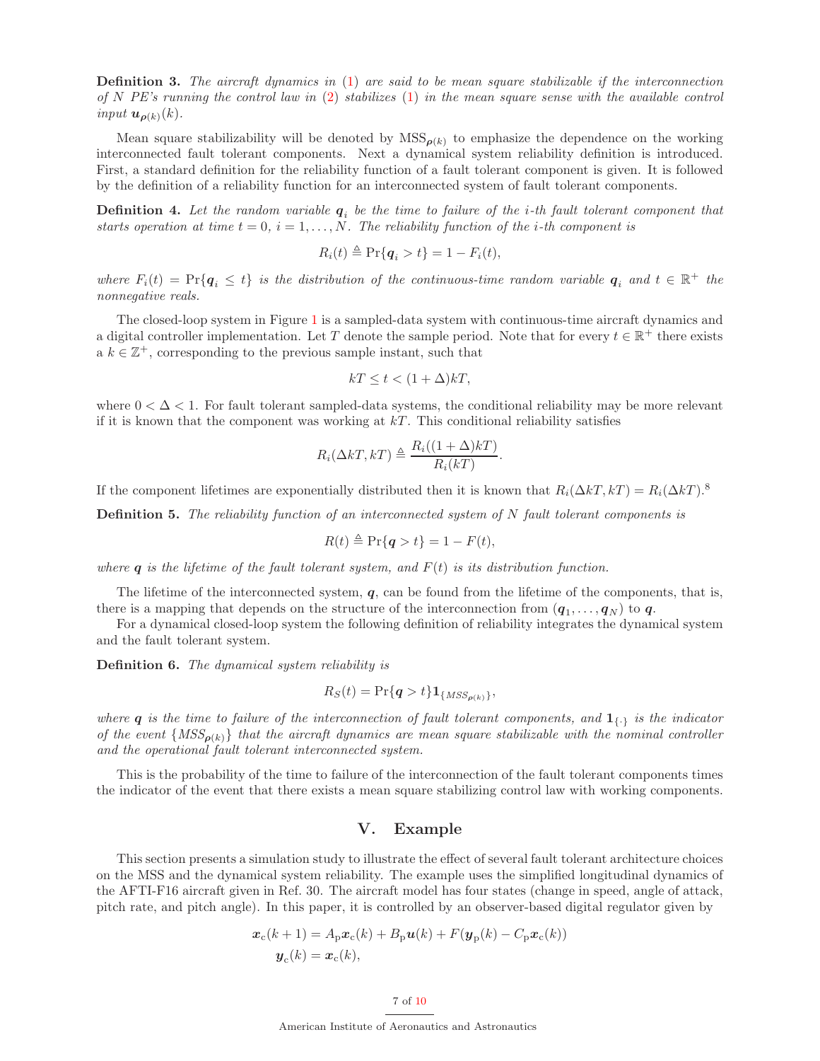**Definition 3.** *The aircraft dynamics in (1) are said to be mean square stabilizable if the interconnection of $N$ PE's running the control law in (2) stabilizes (1) in the mean square sense with the available control input $\boldsymbol{u}_{\boldsymbol{\rho}(k)}(k)$.*

Mean square stabilizability will be denoted by $\mathrm{MSS}_{\boldsymbol{\rho}(k)}$ to emphasize the dependence on the working interconnected fault tolerant components. Next a dynamical system reliability definition is introduced. First, a standard definition for the reliability function of a fault tolerant component is given. It is followed by the definition of a reliability function for an interconnected system of fault tolerant components.

**Definition 4.** *Let the random variable $\boldsymbol{q}_i$ be the time to failure of the $i$-th fault tolerant component that starts operation at time $t = 0$, $i = 1, \ldots, N$. The reliability function of the $i$-th component is*

$$R_i(t) \triangleq \Pr\{\boldsymbol{q}_i > t\} = 1 - F_i(t),$$

*where $F_i(t) = \Pr\{\boldsymbol{q}_i \leq t\}$ is the distribution of the continuous-time random variable $\boldsymbol{q}_i$ and $t \in \mathbb{R}^+$ the nonnegative reals.*

The closed-loop system in Figure 1 is a sampled-data system with continuous-time aircraft dynamics and a digital controller implementation. Let $T$ denote the sample period. Note that for every $t \in \mathbb{R}^+$ there exists a $k \in \mathbb{Z}^+$, corresponding to the previous sample instant, such that

$$kT \leq t < (1 + \Delta)kT,$$

where $0 < \Delta < 1$. For fault tolerant sampled-data systems, the conditional reliability may be more relevant if it is known that the component was working at $kT$. This conditional reliability satisfies

$$R_i(\Delta kT, kT) \triangleq \frac{R_i((1 + \Delta)kT)}{R_i(kT)}.$$

If the component lifetimes are exponentially distributed then it is known that $R_i(\Delta kT, kT) = R_i(\Delta kT)$.[8]

**Definition 5.** *The reliability function of an interconnected system of $N$ fault tolerant components is*

$$R(t) \triangleq \Pr\{\boldsymbol{q} > t\} = 1 - F(t),$$

*where $\boldsymbol{q}$ is the lifetime of the fault tolerant system, and $F(t)$ is its distribution function.*

The lifetime of the interconnected system, $\boldsymbol{q}$, can be found from the lifetime of the components, that is, there is a mapping that depends on the structure of the interconnection from $(\boldsymbol{q}_1, \ldots, \boldsymbol{q}_N)$ to $\boldsymbol{q}$.

For a dynamical closed-loop system the following definition of reliability integrates the dynamical system and the fault tolerant system.

**Definition 6.** *The dynamical system reliability is*

$$R_S(t) = \Pr\{\boldsymbol{q} > t\}\mathbf{1}_{\{MSS_{\boldsymbol{\rho}(k)}\}},$$

*where $\boldsymbol{q}$ is the time to failure of the interconnection of fault tolerant components, and $\mathbf{1}_{\{\cdot\}}$ is the indicator of the event $\{MSS_{\boldsymbol{\rho}(k)}\}$ that the aircraft dynamics are mean square stabilizable with the nominal controller and the operational fault tolerant interconnected system.*

This is the probability of the time to failure of the interconnection of the fault tolerant components times the indicator of the event that there exists a mean square stabilizing control law with working components.

## V. Example

This section presents a simulation study to illustrate the effect of several fault tolerant architecture choices on the MSS and the dynamical system reliability. The example uses the simplified longitudinal dynamics of the AFTI-F16 aircraft given in Ref. 30. The aircraft model has four states (change in speed, angle of attack, pitch rate, and pitch angle). In this paper, it is controlled by an observer-based digital regulator given by

$$\begin{aligned}
\boldsymbol{x}_{\mathrm{c}}(k+1) &= A_{\mathrm{p}}\boldsymbol{x}_{\mathrm{c}}(k) + B_{\mathrm{p}}\boldsymbol{u}(k) + F(\boldsymbol{y}_{\mathrm{p}}(k) - C_{\mathrm{p}}\boldsymbol{x}_{\mathrm{c}}(k)) \\
\boldsymbol{y}_{\mathrm{c}}(k) &= \boldsymbol{x}_{\mathrm{c}}(k),
\end{aligned}$$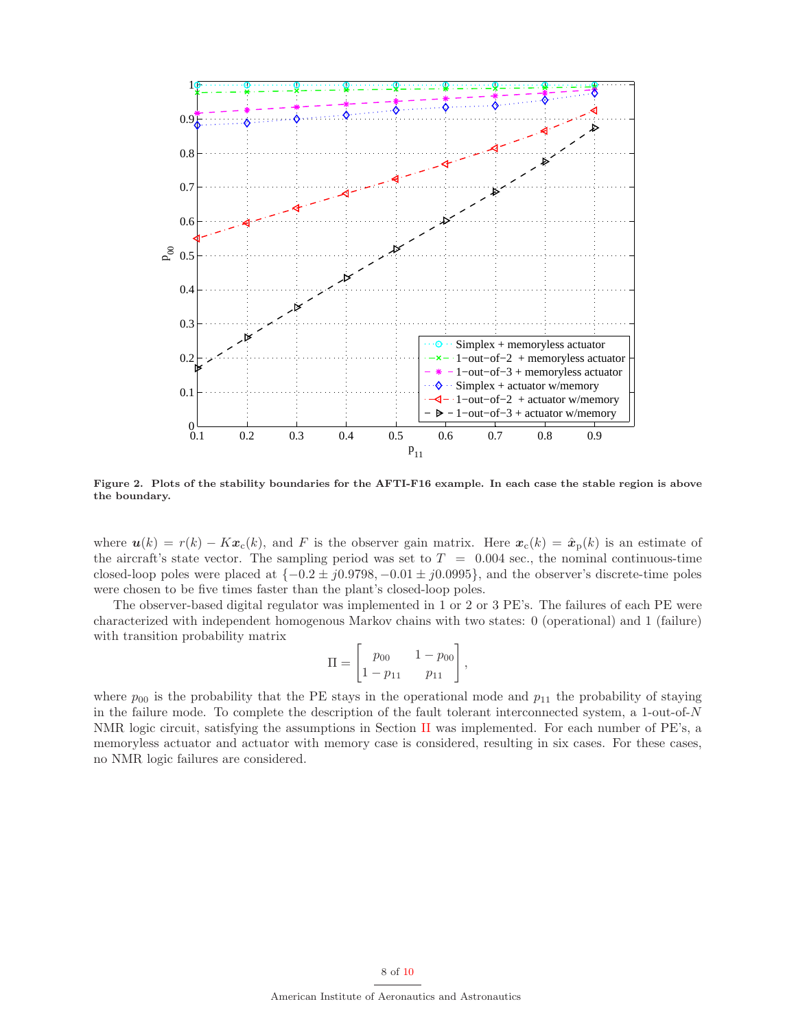Figure 2. Plots of the stability boundaries for the AFTI-F16 example. In each case the stable region is above the boundary.

where $\boldsymbol{u}(k) = r(k) - K\boldsymbol{x}_{\rm c}(k)$, and $F$ is the observer gain matrix. Here $\boldsymbol{x}_{\rm c}(k) = \hat{\boldsymbol{x}}_{\rm p}(k)$ is an estimate of the aircraft's state vector. The sampling period was set to $T = 0.004$ sec., the nominal continuous-time closed-loop poles were placed at $\{-0.2 \pm j0.9798, -0.01 \pm j0.0995\}$, and the observer's discrete-time poles were chosen to be five times faster than the plant's closed-loop poles.

The observer-based digital regulator was implemented in 1 or 2 or 3 PE's. The failures of each PE were characterized with independent homogenous Markov chains with two states: 0 (operational) and 1 (failure) with transition probability matrix

$$\Pi = \begin{bmatrix} p_{00} & 1-p_{00} \\ 1-p_{11} & p_{11} \end{bmatrix},$$

where $p_{00}$ is the probability that the PE stays in the operational mode and $p_{11}$ the probability of staying in the failure mode. To complete the description of the fault tolerant interconnected system, a 1-out-of-$N$ NMR logic circuit, satisfying the assumptions in Section II was implemented. For each number of PE's, a memoryless actuator and actuator with memory case is considered, resulting in six cases. For these cases, no NMR logic failures are considered.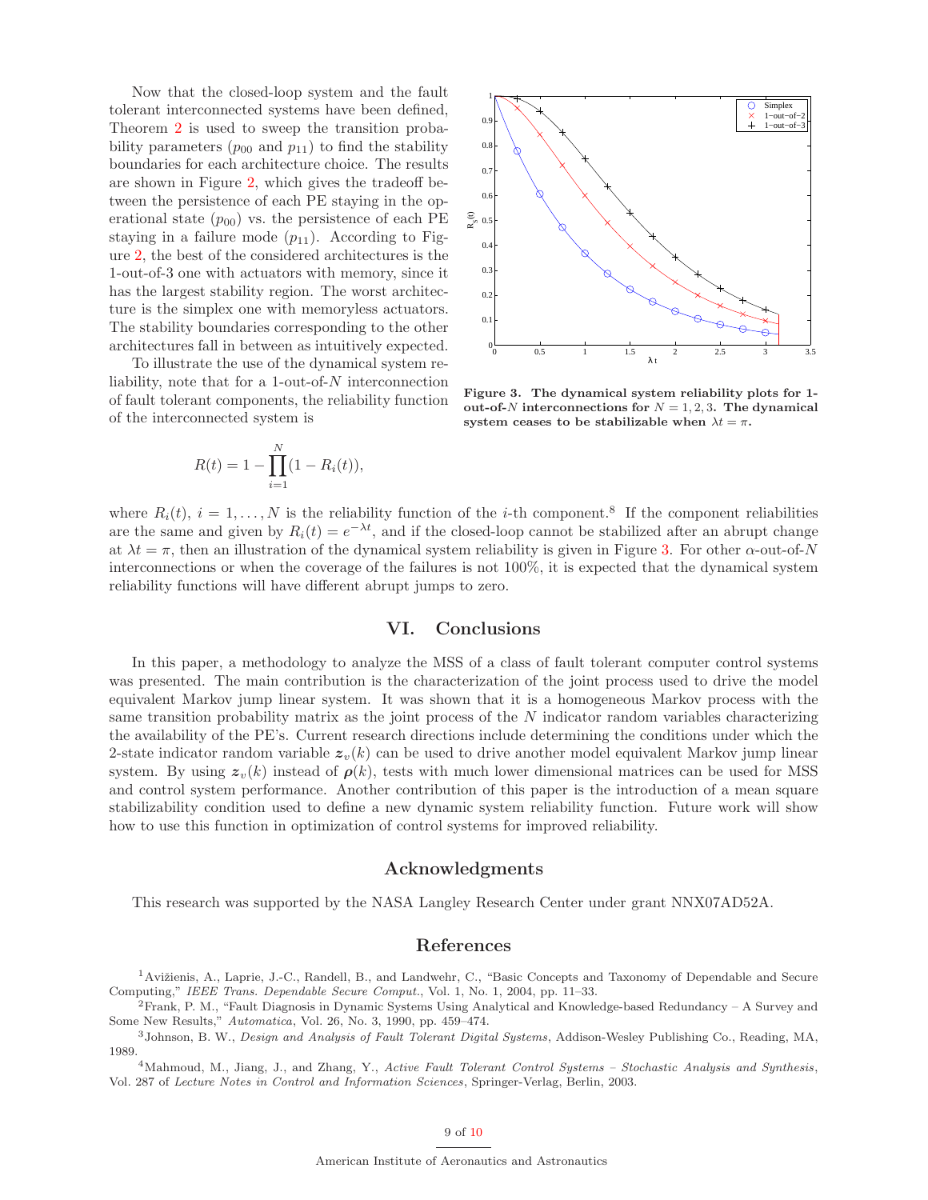Now that the closed-loop system and the fault tolerant interconnected systems have been defined, Theorem 2 is used to sweep the transition probability parameters ($p_{00}$ and $p_{11}$) to find the stability boundaries for each architecture choice. The results are shown in Figure 2, which gives the tradeoff between the persistence of each PE staying in the operational state ($p_{00}$) vs. the persistence of each PE staying in a failure mode ($p_{11}$). According to Figure 2, the best of the considered architectures is the 1-out-of-3 one with actuators with memory, since it has the largest stability region. The worst architecture is the simplex one with memoryless actuators. The stability boundaries corresponding to the other architectures fall in between as intuitively expected.

To illustrate the use of the dynamical system reliability, note that for a 1-out-of-$N$ interconnection of fault tolerant components, the reliability function of the interconnected system is

**Figure 3. The dynamical system reliability plots for 1-out-of-$N$ interconnections for $N = 1, 2, 3$. The dynamical system ceases to be stabilizable when $\lambda t = \pi$.**

$$R(t) = 1 - \prod_{i=1}^{N} (1 - R_i(t)),$$

where $R_i(t)$, $i = 1, \ldots, N$ is the reliability function of the $i$-th component.[8] If the component reliabilities are the same and given by $R_i(t) = e^{-\lambda t}$, and if the closed-loop cannot be stabilized after an abrupt change at $\lambda t = \pi$, then an illustration of the dynamical system reliability is given in Figure 3. For other $\alpha$-out-of-$N$ interconnections or when the coverage of the failures is not 100%, it is expected that the dynamical system reliability functions will have different abrupt jumps to zero.

## VI. Conclusions

In this paper, a methodology to analyze the MSS of a class of fault tolerant computer control systems was presented. The main contribution is the characterization of the joint process used to drive the model equivalent Markov jump linear system. It was shown that it is a homogeneous Markov process with the same transition probability matrix as the joint process of the $N$ indicator random variables characterizing the availability of the PE's. Current research directions include determining the conditions under which the 2-state indicator random variable $\boldsymbol{z}_v(k)$ can be used to drive another model equivalent Markov jump linear system. By using $\boldsymbol{z}_v(k)$ instead of $\boldsymbol{\rho}(k)$, tests with much lower dimensional matrices can be used for MSS and control system performance. Another contribution of this paper is the introduction of a mean square stabilizability condition used to define a new dynamic system reliability function. Future work will show how to use this function in optimization of control systems for improved reliability.

## Acknowledgments

This research was supported by the NASA Langley Research Center under grant NNX07AD52A.

## References

[1] Avižienis, A., Laprie, J.-C., Randell, B., and Landwehr, C., "Basic Concepts and Taxonomy of Dependable and Secure Computing," *IEEE Trans. Dependable Secure Comput.*, Vol. 1, No. 1, 2004, pp. 11–33.

[2] Frank, P. M., "Fault Diagnosis in Dynamic Systems Using Analytical and Knowledge-based Redundancy – A Survey and Some New Results," *Automatica*, Vol. 26, No. 3, 1990, pp. 459–474.

[3] Johnson, B. W., *Design and Analysis of Fault Tolerant Digital Systems*, Addison-Wesley Publishing Co., Reading, MA, 1989.

[4] Mahmoud, M., Jiang, J., and Zhang, Y., *Active Fault Tolerant Control Systems – Stochastic Analysis and Synthesis*, Vol. 287 of *Lecture Notes in Control and Information Sciences*, Springer-Verlag, Berlin, 2003.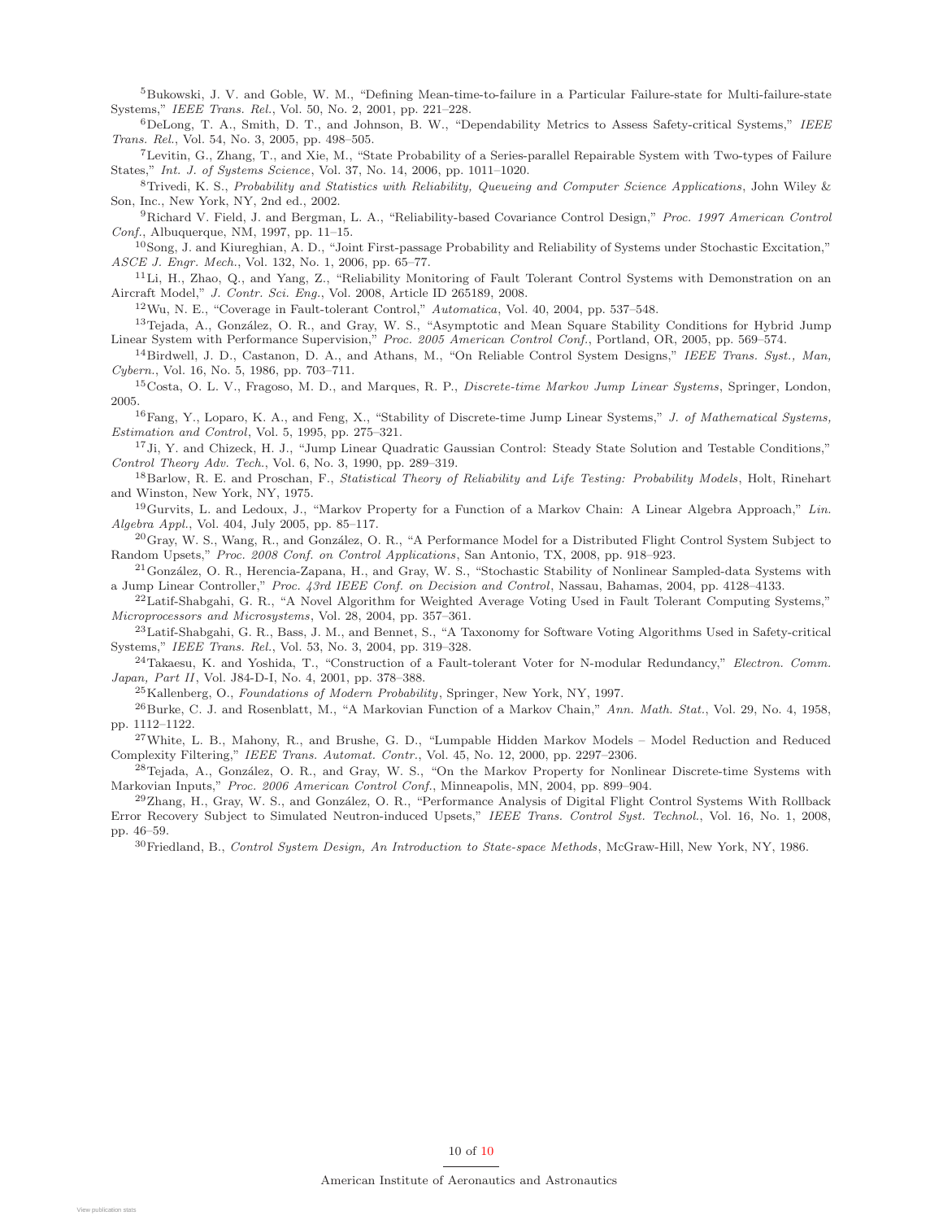[5]Bukowski, J. V. and Goble, W. M., "Defining Mean-time-to-failure in a Particular Failure-state for Multi-failure-state Systems," *IEEE Trans. Rel.*, Vol. 50, No. 2, 2001, pp. 221–228.

[6]DeLong, T. A., Smith, D. T., and Johnson, B. W., "Dependability Metrics to Assess Safety-critical Systems," *IEEE Trans. Rel.*, Vol. 54, No. 3, 2005, pp. 498–505.

[7]Levitin, G., Zhang, T., and Xie, M., "State Probability of a Series-parallel Repairable System with Two-types of Failure States," *Int. J. of Systems Science*, Vol. 37, No. 14, 2006, pp. 1011–1020.

[8]Trivedi, K. S., *Probability and Statistics with Reliability, Queueing and Computer Science Applications*, John Wiley & Son, Inc., New York, NY, 2nd ed., 2002.

[9]Richard V. Field, J. and Bergman, L. A., "Reliability-based Covariance Control Design," *Proc. 1997 American Control Conf.*, Albuquerque, NM, 1997, pp. 11–15.

[10]Song, J. and Kiureghian, A. D., "Joint First-passage Probability and Reliability of Systems under Stochastic Excitation," *ASCE J. Engr. Mech.*, Vol. 132, No. 1, 2006, pp. 65–77.

[11]Li, H., Zhao, Q., and Yang, Z., "Reliability Monitoring of Fault Tolerant Control Systems with Demonstration on an Aircraft Model," *J. Contr. Sci. Eng.*, Vol. 2008, Article ID 265189, 2008.

[12]Wu, N. E., "Coverage in Fault-tolerant Control," *Automatica*, Vol. 40, 2004, pp. 537–548.

[13]Tejada, A., González, O. R., and Gray, W. S., "Asymptotic and Mean Square Stability Conditions for Hybrid Jump Linear System with Performance Supervision," *Proc. 2005 American Control Conf.*, Portland, OR, 2005, pp. 569–574.

[14]Birdwell, J. D., Castanon, D. A., and Athans, M., "On Reliable Control System Designs," *IEEE Trans. Syst., Man, Cybern.*, Vol. 16, No. 5, 1986, pp. 703–711.

[15]Costa, O. L. V., Fragoso, M. D., and Marques, R. P., *Discrete-time Markov Jump Linear Systems*, Springer, London, 2005.

[16]Fang, Y., Loparo, K. A., and Feng, X., "Stability of Discrete-time Jump Linear Systems," *J. of Mathematical Systems, Estimation and Control*, Vol. 5, 1995, pp. 275–321.

[17]Ji, Y. and Chizeck, H. J., "Jump Linear Quadratic Gaussian Control: Steady State Solution and Testable Conditions," *Control Theory Adv. Tech.*, Vol. 6, No. 3, 1990, pp. 289–319.

[18]Barlow, R. E. and Proschan, F., *Statistical Theory of Reliability and Life Testing: Probability Models*, Holt, Rinehart and Winston, New York, NY, 1975.

[19]Gurvits, L. and Ledoux, J., "Markov Property for a Function of a Markov Chain: A Linear Algebra Approach," *Lin. Algebra Appl.*, Vol. 404, July 2005, pp. 85–117.

[20]Gray, W. S., Wang, R., and González, O. R., "A Performance Model for a Distributed Flight Control System Subject to Random Upsets," *Proc. 2008 Conf. on Control Applications*, San Antonio, TX, 2008, pp. 918–923.

[21]González, O. R., Herencia-Zapana, H., and Gray, W. S., "Stochastic Stability of Nonlinear Sampled-data Systems with a Jump Linear Controller," *Proc. 43rd IEEE Conf. on Decision and Control*, Nassau, Bahamas, 2004, pp. 4128–4133.

[22]Latif-Shabgahi, G. R., "A Novel Algorithm for Weighted Average Voting Used in Fault Tolerant Computing Systems," *Microprocessors and Microsystems*, Vol. 28, 2004, pp. 357–361.

[23]Latif-Shabgahi, G. R., Bass, J. M., and Bennet, S., "A Taxonomy for Software Voting Algorithms Used in Safety-critical Systems," *IEEE Trans. Rel.*, Vol. 53, No. 3, 2004, pp. 319–328.

[24]Takaesu, K. and Yoshida, T., "Construction of a Fault-tolerant Voter for N-modular Redundancy," *Electron. Comm. Japan, Part II*, Vol. J84-D-I, No. 4, 2001, pp. 378–388.

[25]Kallenberg, O., *Foundations of Modern Probability*, Springer, New York, NY, 1997.

[26]Burke, C. J. and Rosenblatt, M., "A Markovian Function of a Markov Chain," *Ann. Math. Stat.*, Vol. 29, No. 4, 1958, pp. 1112–1122.

[27]White, L. B., Mahony, R., and Brushe, G. D., "Lumpable Hidden Markov Models – Model Reduction and Reduced Complexity Filtering," *IEEE Trans. Automat. Contr.*, Vol. 45, No. 12, 2000, pp. 2297–2306.

[28]Tejada, A., González, O. R., and Gray, W. S., "On the Markov Property for Nonlinear Discrete-time Systems with Markovian Inputs," *Proc. 2006 American Control Conf.*, Minneapolis, MN, 2004, pp. 899–904.

[29]Zhang, H., Gray, W. S., and González, O. R., "Performance Analysis of Digital Flight Control Systems With Rollback Error Recovery Subject to Simulated Neutron-induced Upsets," *IEEE Trans. Control Syst. Technol.*, Vol. 16, No. 1, 2008, pp. 46–59.

[30]Friedland, B., *Control System Design, An Introduction to State-space Methods*, McGraw-Hill, New York, NY, 1986.